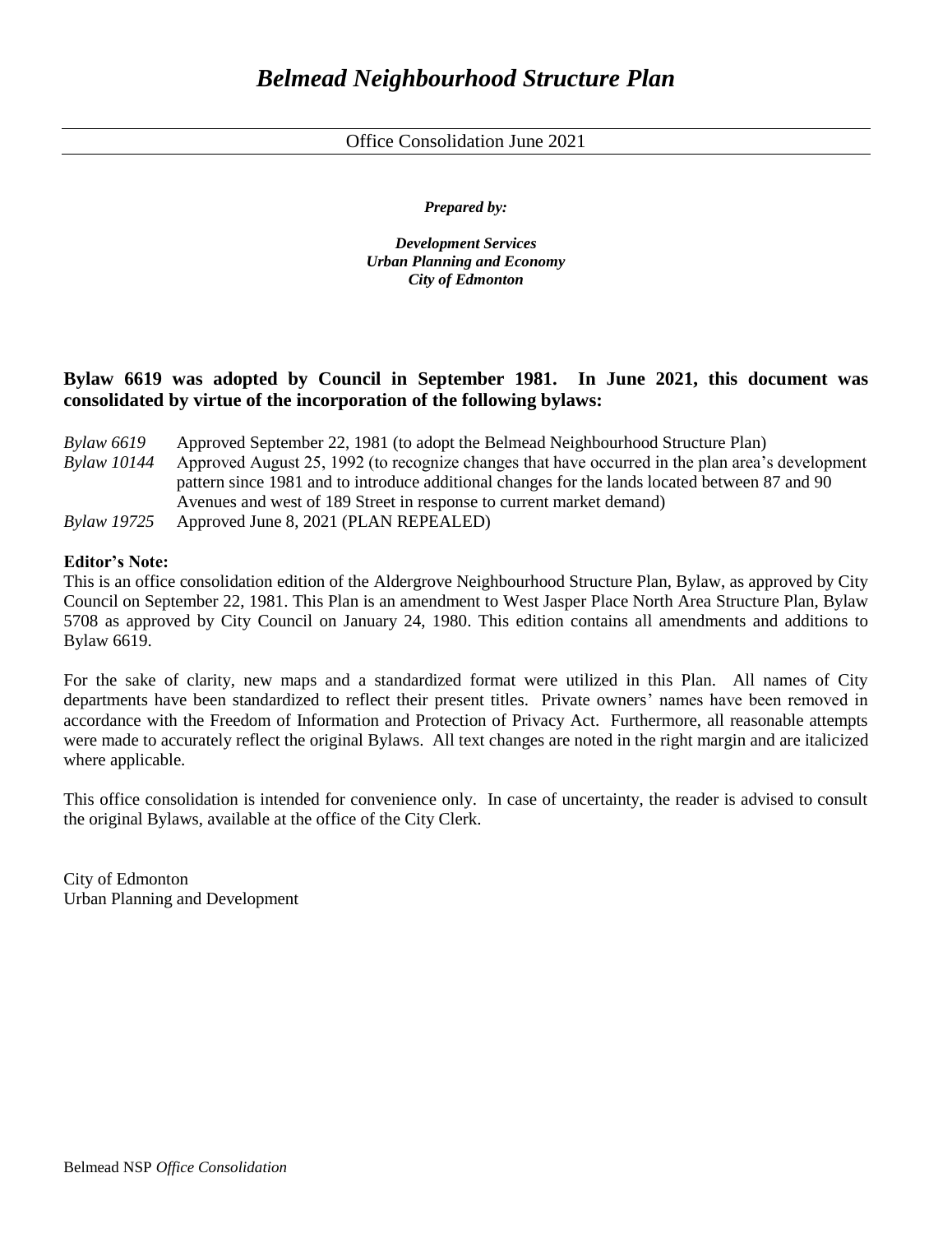# *Belmead Neighbourhood Structure Plan*

Office Consolidation June 2021

***Prepared by:***

***Development Services***
***Urban Planning and Economy***
***City of Edmonton***

**Bylaw 6619 was adopted by Council in September 1981. In June 2021, this document was consolidated by virtue of the incorporation of the following bylaws:**

*Bylaw 6619* Approved September 22, 1981 (to adopt the Belmead Neighbourhood Structure Plan)
*Bylaw 10144* Approved August 25, 1992 (to recognize changes that have occurred in the plan area's development pattern since 1981 and to introduce additional changes for the lands located between 87 and 90 Avenues and west of 189 Street in response to current market demand)
*Bylaw 19725* Approved June 8, 2021 (PLAN REPEALED)

**Editor's Note:**
This is an office consolidation edition of the Aldergrove Neighbourhood Structure Plan, Bylaw, as approved by City Council on September 22, 1981. This Plan is an amendment to West Jasper Place North Area Structure Plan, Bylaw 5708 as approved by City Council on January 24, 1980. This edition contains all amendments and additions to Bylaw 6619.

For the sake of clarity, new maps and a standardized format were utilized in this Plan. All names of City departments have been standardized to reflect their present titles. Private owners' names have been removed in accordance with the Freedom of Information and Protection of Privacy Act. Furthermore, all reasonable attempts were made to accurately reflect the original Bylaws. All text changes are noted in the right margin and are italicized where applicable.

This office consolidation is intended for convenience only. In case of uncertainty, the reader is advised to consult the original Bylaws, available at the office of the City Clerk.

City of Edmonton
Urban Planning and Development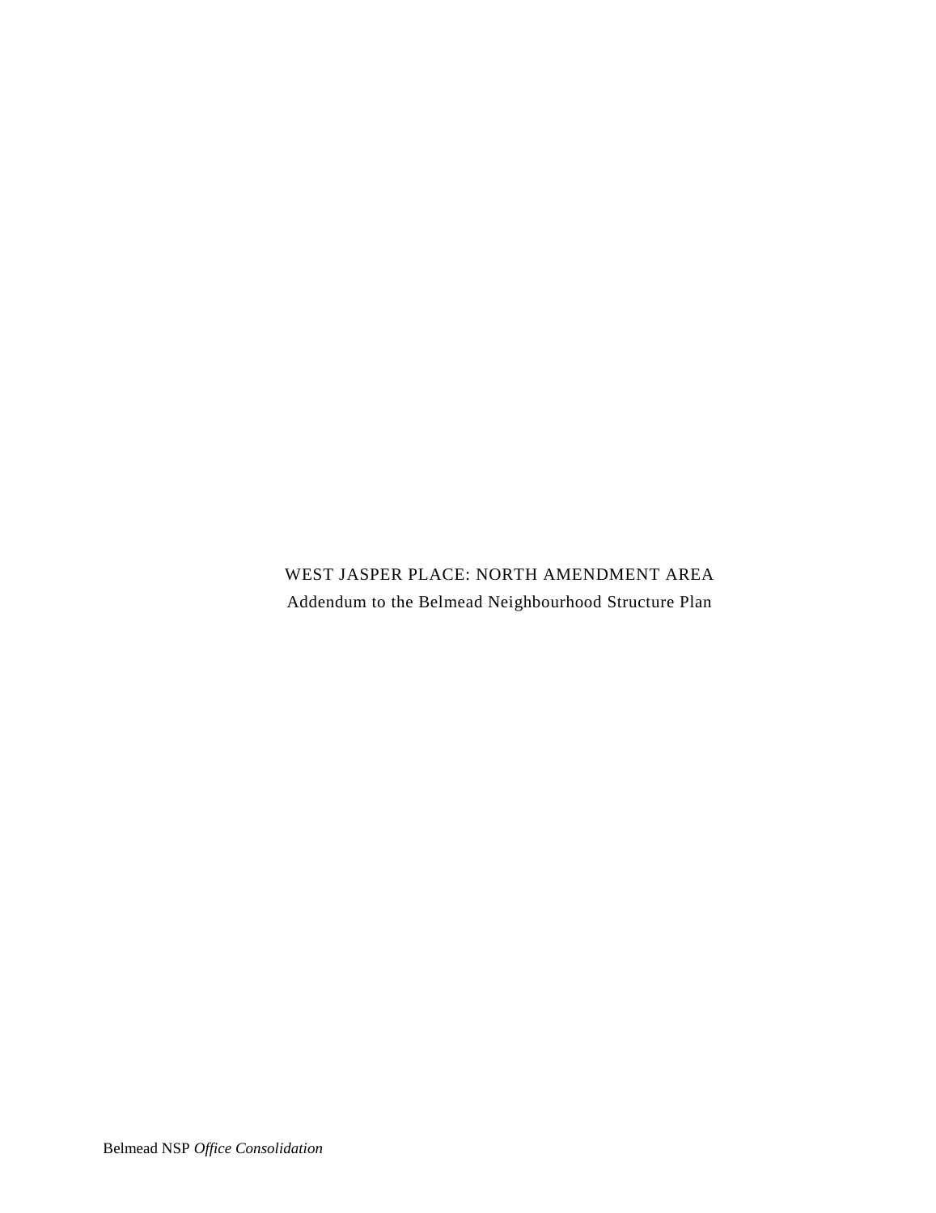# WEST JASPER PLACE: NORTH AMENDMENT AREA

Addendum to the Belmead Neighbourhood Structure Plan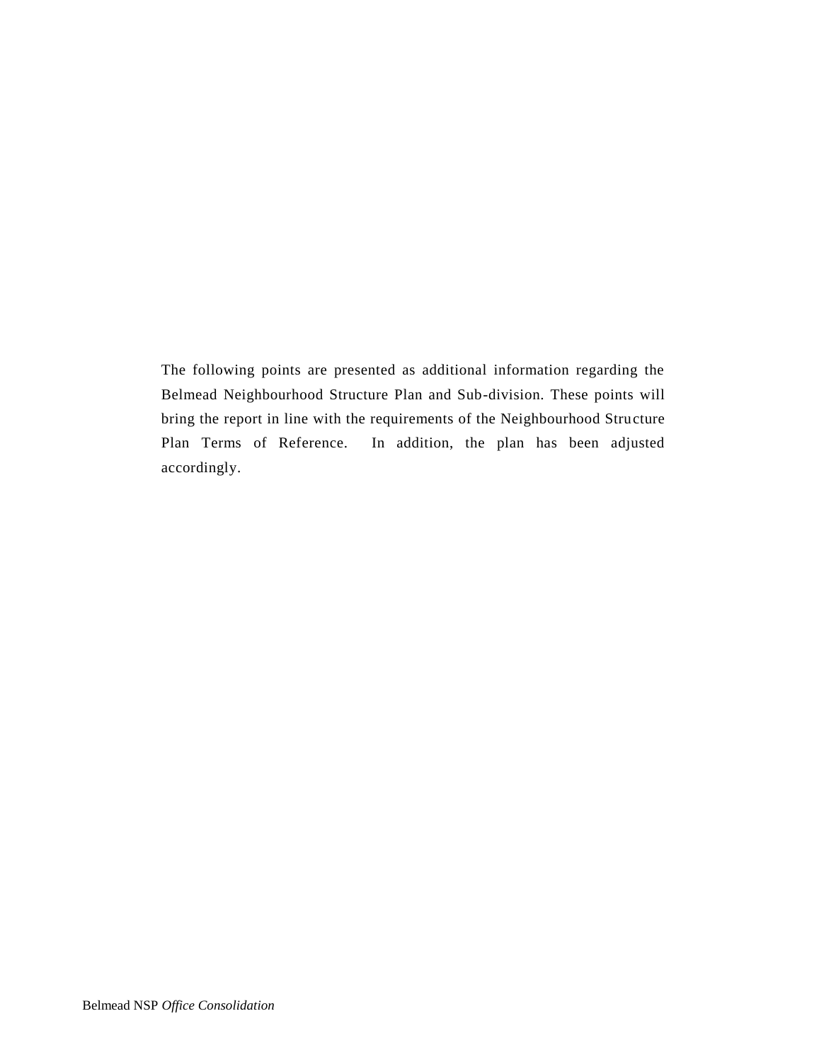The following points are presented as additional information regarding the Belmead Neighbourhood Structure Plan and Sub-division. These points will bring the report in line with the requirements of the Neighbourhood Structure Plan Terms of Reference. In addition, the plan has been adjusted accordingly.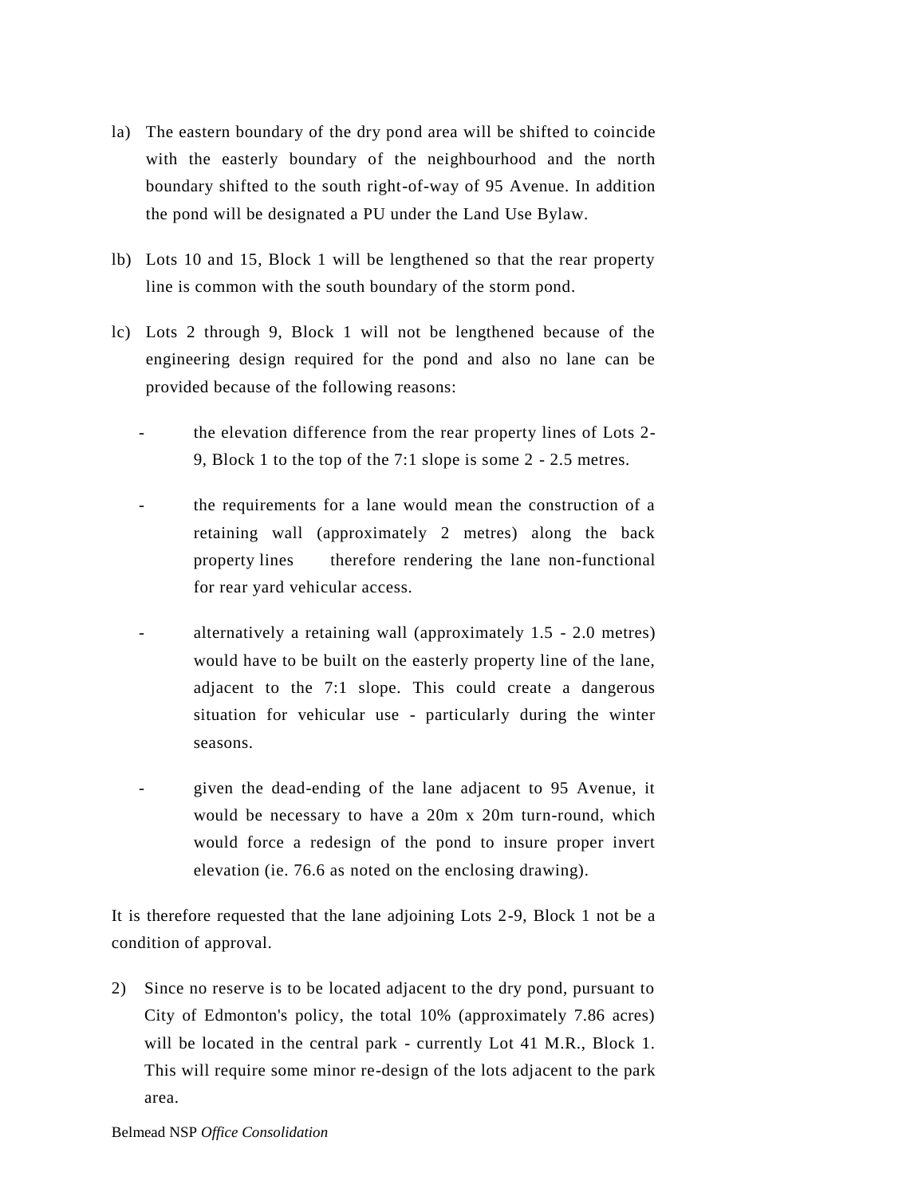la) The eastern boundary of the dry pond area will be shifted to coincide with the easterly boundary of the neighbourhood and the north boundary shifted to the south right-of-way of 95 Avenue. In addition the pond will be designated a PU under the Land Use Bylaw.

lb) Lots 10 and 15, Block 1 will be lengthened so that the rear property line is common with the south boundary of the storm pond.

lc) Lots 2 through 9, Block 1 will not be lengthened because of the engineering design required for the pond and also no lane can be provided because of the following reasons:

- the elevation difference from the rear property lines of Lots 2-9, Block 1 to the top of the 7:1 slope is some 2 - 2.5 metres.

- the requirements for a lane would mean the construction of a retaining wall (approximately 2 metres) along the back property lines therefore rendering the lane non-functional for rear yard vehicular access.

- alternatively a retaining wall (approximately 1.5 - 2.0 metres) would have to be built on the easterly property line of the lane, adjacent to the 7:1 slope. This could create a dangerous situation for vehicular use - particularly during the winter seasons.

- given the dead-ending of the lane adjacent to 95 Avenue, it would be necessary to have a 20m x 20m turn-round, which would force a redesign of the pond to insure proper invert elevation (ie. 76.6 as noted on the enclosing drawing).

It is therefore requested that the lane adjoining Lots 2-9, Block 1 not be a condition of approval.

2) Since no reserve is to be located adjacent to the dry pond, pursuant to City of Edmonton's policy, the total 10% (approximately 7.86 acres) will be located in the central park - currently Lot 41 M.R., Block 1. This will require some minor re-design of the lots adjacent to the park area.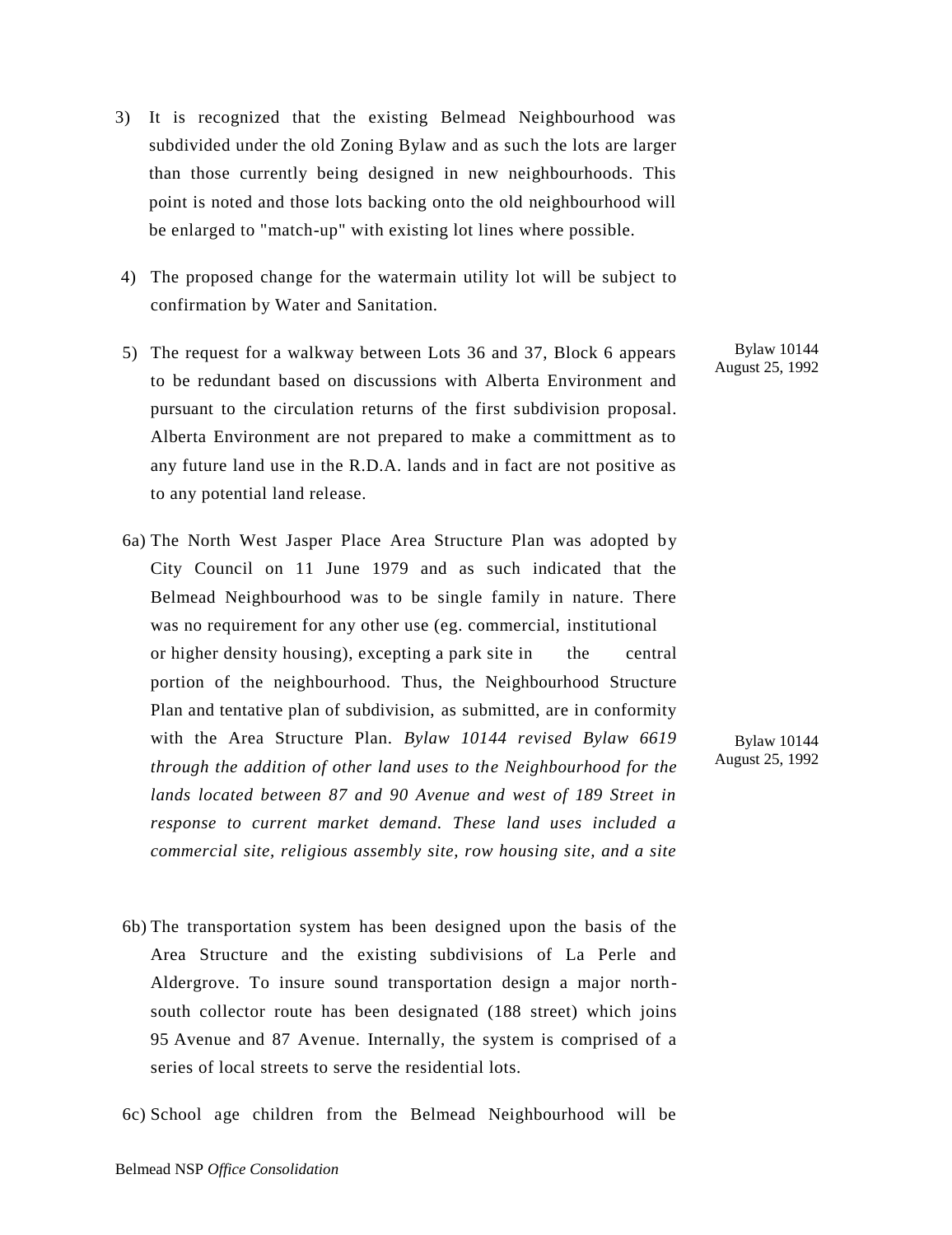3) It is recognized that the existing Belmead Neighbourhood was subdivided under the old Zoning Bylaw and as such the lots are larger than those currently being designed in new neighbourhoods. This point is noted and those lots backing onto the old neighbourhood will be enlarged to "match-up" with existing lot lines where possible.

4) The proposed change for the watermain utility lot will be subject to confirmation by Water and Sanitation.

5) The request for a walkway between Lots 36 and 37, Block 6 appears to be redundant based on discussions with Alberta Environment and pursuant to the circulation returns of the first subdivision proposal. Alberta Environment are not prepared to make a committment as to any future land use in the R.D.A. lands and in fact are not positive as to any potential land release.

Bylaw 10144
August 25, 1992

6a) The North West Jasper Place Area Structure Plan was adopted by City Council on 11 June 1979 and as such indicated that the Belmead Neighbourhood was to be single family in nature. There was no requirement for any other use (eg. commercial, institutional or higher density housing), excepting a park site in the central portion of the neighbourhood. Thus, the Neighbourhood Structure Plan and tentative plan of subdivision, as submitted, are in conformity with the Area Structure Plan. *Bylaw 10144 revised Bylaw 6619 through the addition of other land uses to the Neighbourhood for the lands located between 87 and 90 Avenue and west of 189 Street in response to current market demand. These land uses included a commercial site, religious assembly site, row housing site, and a site*

Bylaw 10144
August 25, 1992

6b) The transportation system has been designed upon the basis of the Area Structure and the existing subdivisions of La Perle and Aldergrove. To insure sound transportation design a major north-south collector route has been designated (188 street) which joins 95 Avenue and 87 Avenue. Internally, the system is comprised of a series of local streets to serve the residential lots.

6c) School age children from the Belmead Neighbourhood will be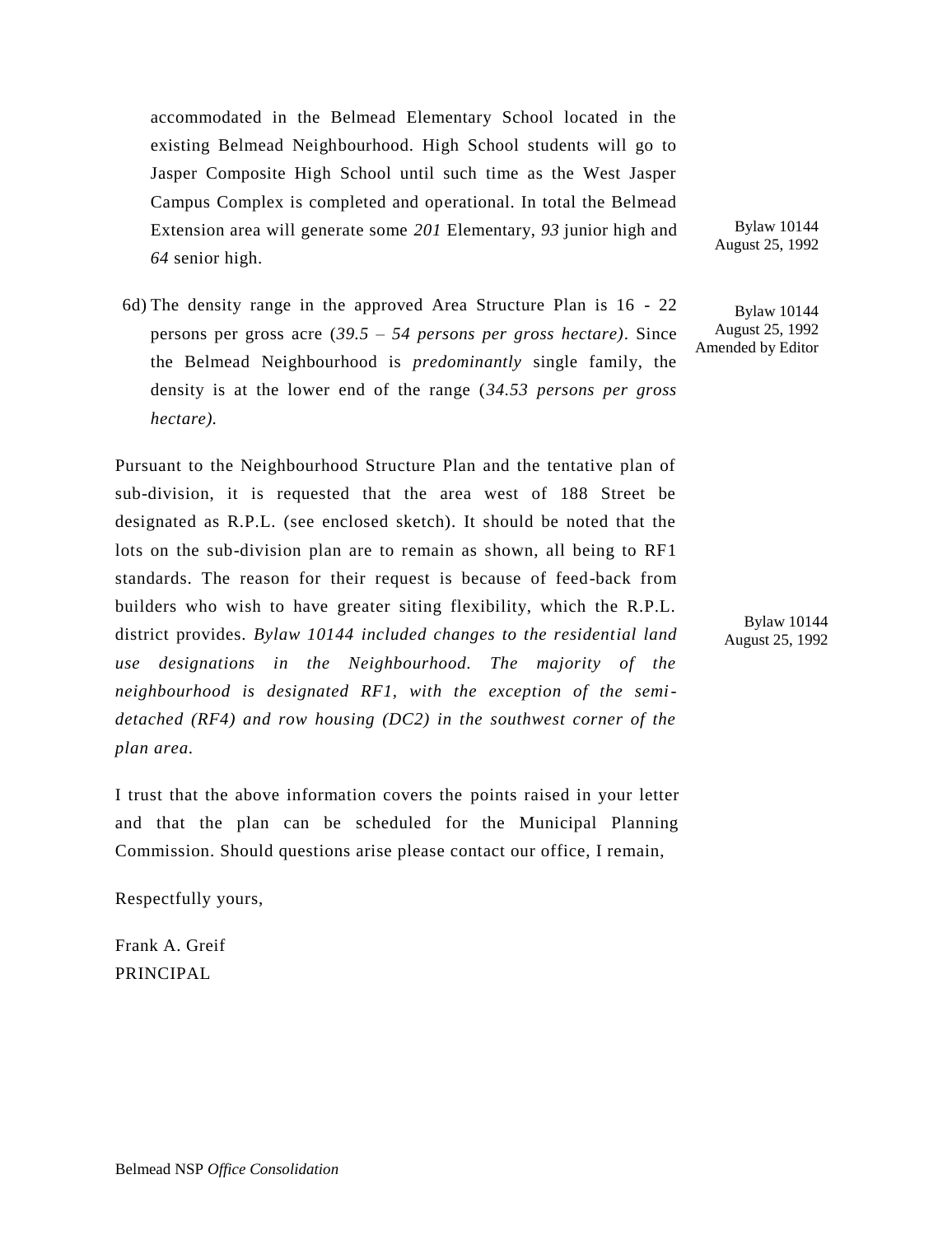accommodated in the Belmead Elementary School located in the existing Belmead Neighbourhood. High School students will go to Jasper Composite High School until such time as the West Jasper Campus Complex is completed and operational. In total the Belmead Extension area will generate some *201* Elementary, *93* junior high and *64* senior high.

Bylaw 10144
August 25, 1992

6d) The density range in the approved Area Structure Plan is 16 - 22 persons per gross acre (*39.5 – 54 persons per gross hectare)*. Since the Belmead Neighbourhood is *predominantly* single family, the density is at the lower end of the range (*34.53 persons per gross hectare).*

Bylaw 10144
August 25, 1992
Amended by Editor

Pursuant to the Neighbourhood Structure Plan and the tentative plan of sub-division, it is requested that the area west of 188 Street be designated as R.P.L. (see enclosed sketch). It should be noted that the lots on the sub-division plan are to remain as shown, all being to RF1 standards. The reason for their request is because of feed-back from builders who wish to have greater siting flexibility, which the R.P.L. district provides. *Bylaw 10144 included changes to the residential land use designations in the Neighbourhood. The majority of the neighbourhood is designated RF1, with the exception of the semi-detached (RF4) and row housing (DC2) in the southwest corner of the plan area.*

Bylaw 10144
August 25, 1992

I trust that the above information covers the points raised in your letter and that the plan can be scheduled for the Municipal Planning Commission. Should questions arise please contact our office, I remain,

Respectfully yours,

Frank A. Greif
PRINCIPAL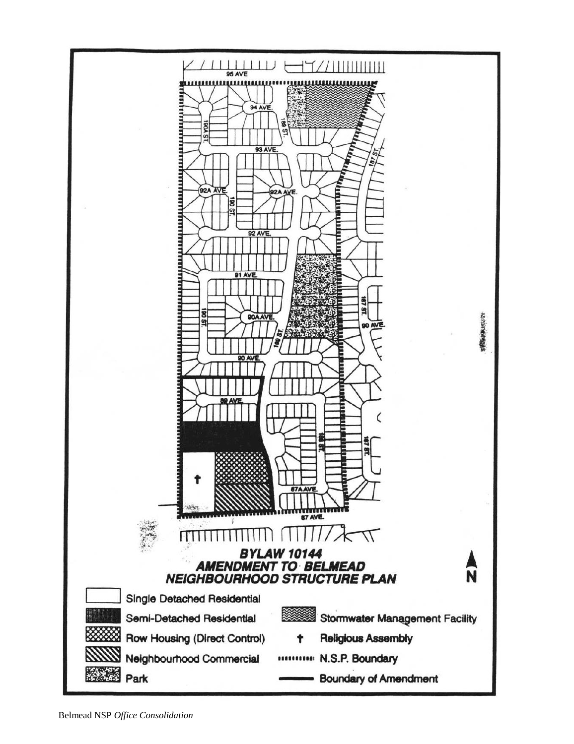95 AVE

94 AVE.

190A ST.

189 ST.

93 AVE.

187 ST.

92A AVE.

92A AVE.

190 ST.

92 AVE.

91 AVE.

187 ST.

90A AVE.

190 ST.

90 AVE.

189 ST.

90 AVE.

89 AVE.

188 ST.

187 ST.

87A AVE.

87 AVE.

**BYLAW 10144**
**AMENDMENT TO BELMEAD NEIGHBOURHOOD STRUCTURE PLAN**

N

- Single Detached Residential
- Semi-Detached Residential
- Row Housing (Direct Control)
- Neighbourhood Commercial
- Park
- Stormwater Management Facility
- † Religious Assembly
- N.S.P. Boundary
- Boundary of Amendment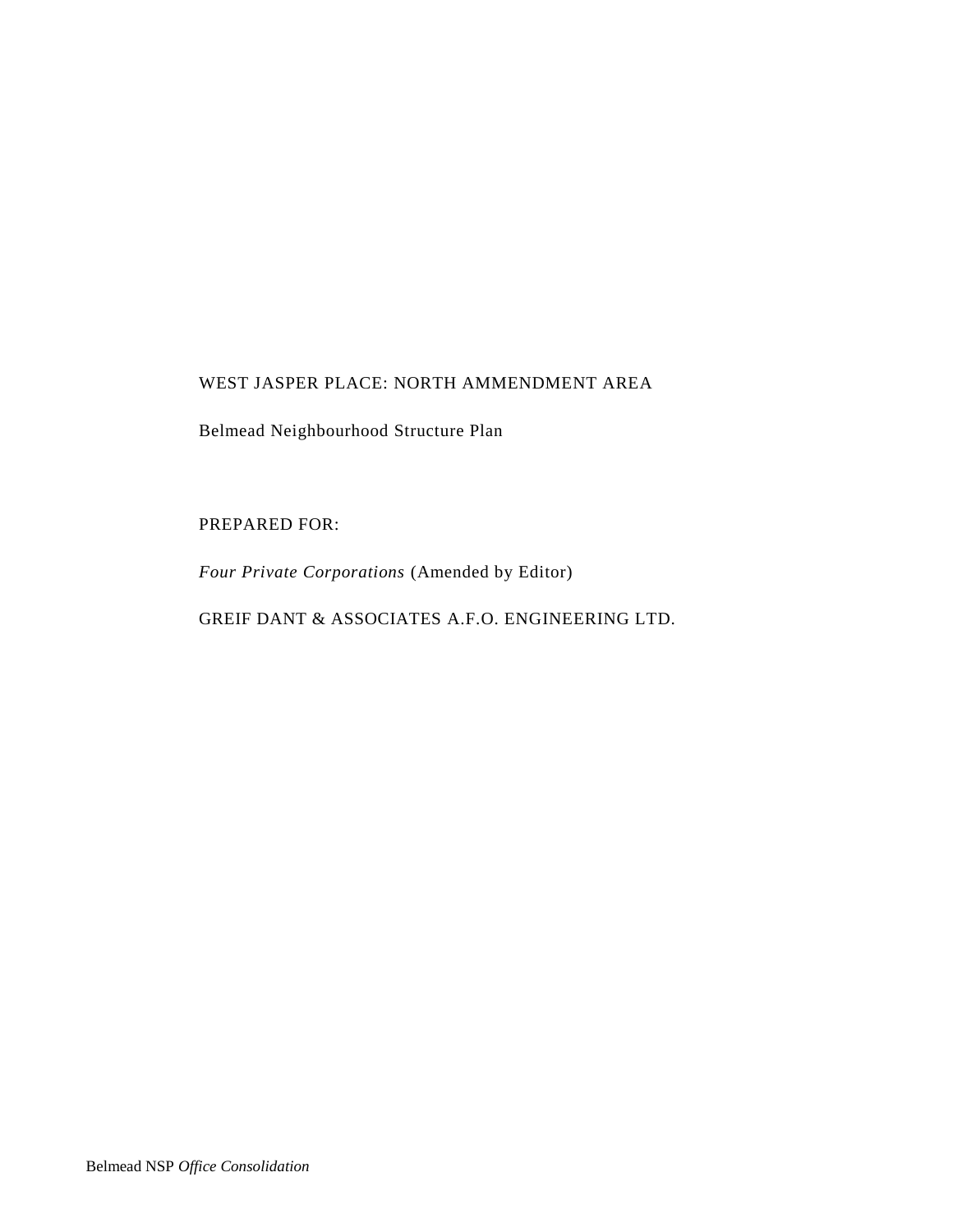WEST JASPER PLACE: NORTH AMMENDMENT AREA

Belmead Neighbourhood Structure Plan

PREPARED FOR:

*Four Private Corporations* (Amended by Editor)

GREIF DANT & ASSOCIATES A.F.O. ENGINEERING LTD.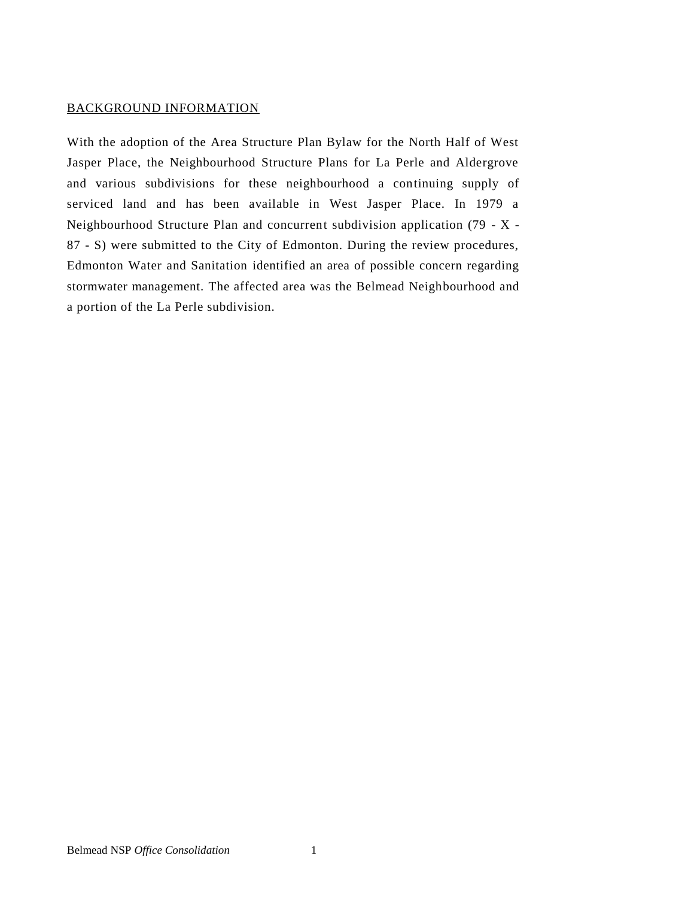## BACKGROUND INFORMATION

With the adoption of the Area Structure Plan Bylaw for the North Half of West Jasper Place, the Neighbourhood Structure Plans for La Perle and Aldergrove and various subdivisions for these neighbourhood a continuing supply of serviced land and has been available in West Jasper Place. In 1979 a Neighbourhood Structure Plan and concurrent subdivision application (79 - X - 87 - S) were submitted to the City of Edmonton. During the review procedures, Edmonton Water and Sanitation identified an area of possible concern regarding stormwater management. The affected area was the Belmead Neighbourhood and a portion of the La Perle subdivision.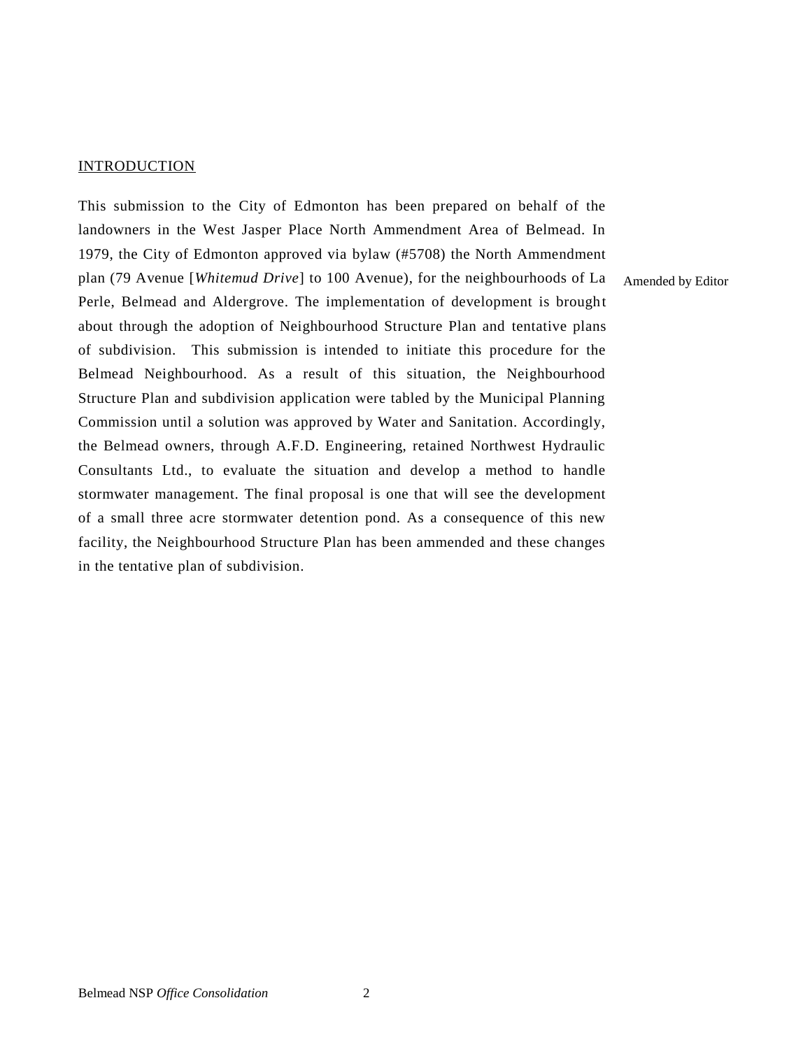## INTRODUCTION

This submission to the City of Edmonton has been prepared on behalf of the landowners in the West Jasper Place North Ammendment Area of Belmead. In 1979, the City of Edmonton approved via bylaw (#5708) the North Ammendment plan (79 Avenue [*Whitemud Drive*] to 100 Avenue), for the neighbourhoods of La Perle, Belmead and Aldergrove. The implementation of development is brought about through the adoption of Neighbourhood Structure Plan and tentative plans of subdivision. This submission is intended to initiate this procedure for the Belmead Neighbourhood. As a result of this situation, the Neighbourhood Structure Plan and subdivision application were tabled by the Municipal Planning Commission until a solution was approved by Water and Sanitation. Accordingly, the Belmead owners, through A.F.D. Engineering, retained Northwest Hydraulic Consultants Ltd., to evaluate the situation and develop a method to handle stormwater management. The final proposal is one that will see the development of a small three acre stormwater detention pond. As a consequence of this new facility, the Neighbourhood Structure Plan has been ammended and these changes in the tentative plan of subdivision.

Amended by Editor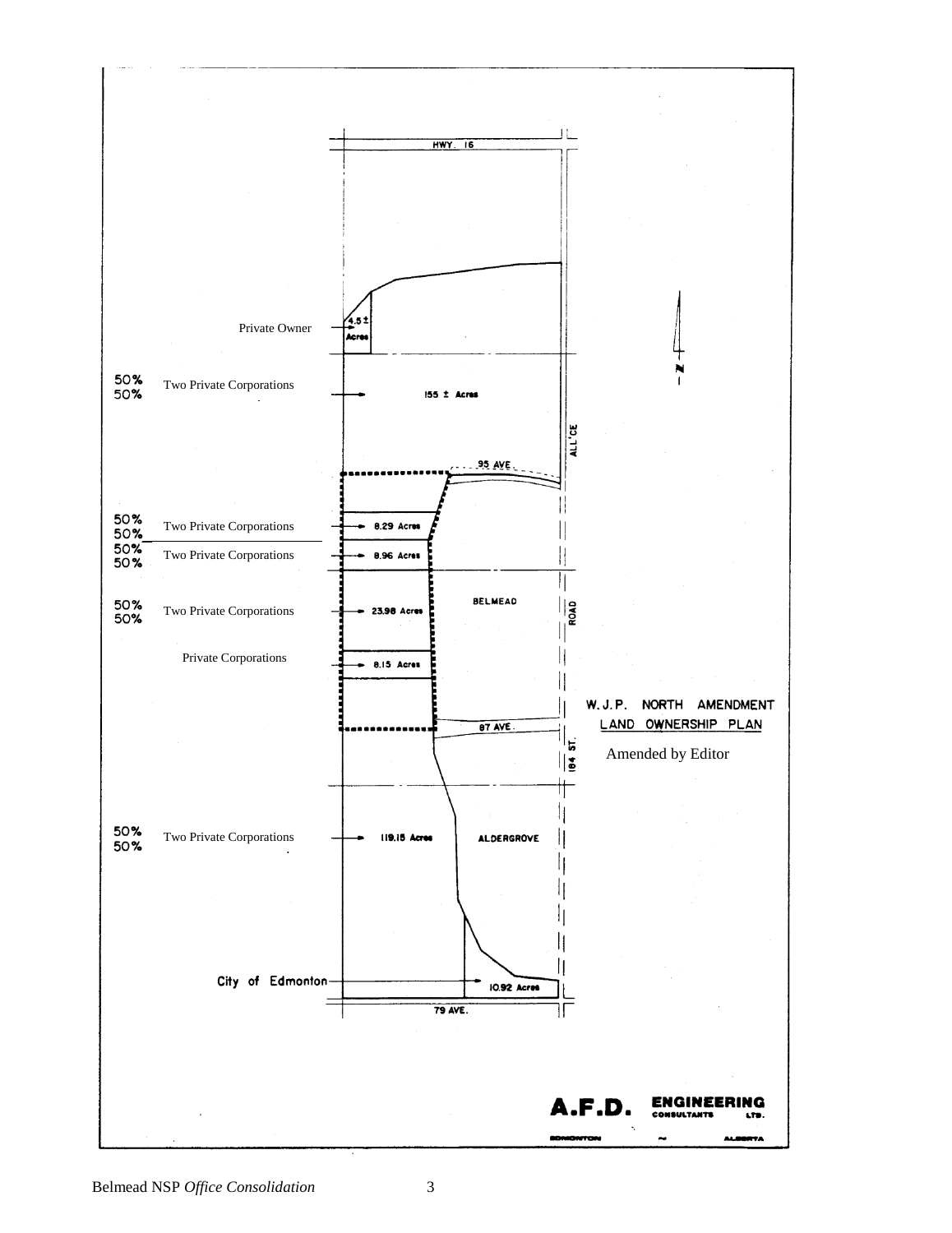HWY. 16

Private Owner — 4.5± Acres

50% 50% Two Private Corporations — 155 ± Acres

ALL'CE

95 AVE.

50% 50% Two Private Corporations — 8.29 Acres

50% 50% Two Private Corporations — 8.96 Acres

BELMEAD

ROAD

50% 50% Two Private Corporations — 23.98 Acres

Private Corporations — 8.15 Acres

W. J. P. NORTH AMENDMENT
LAND OWNERSHIP PLAN

Amended by Editor

87 AVE.

184 ST.

50% 50% Two Private Corporations — 119.15 Acres

ALDERGROVE

City of Edmonton — 10.92 Acres

79 AVE.

N

A.F.D. ENGINEERING CONSULTANTS LTD.

EDMONTON ~ ALBERTA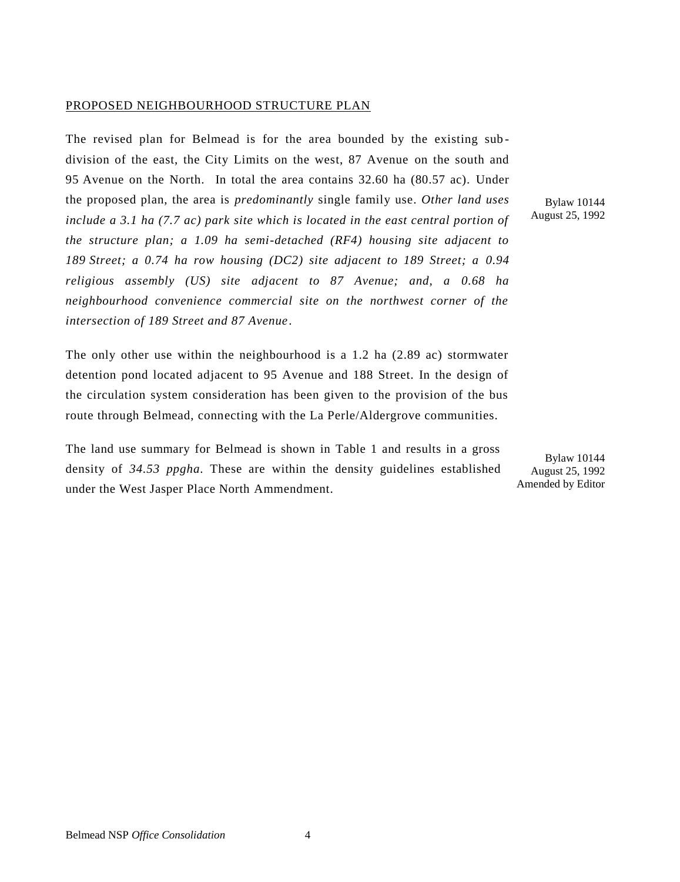PROPOSED NEIGHBOURHOOD STRUCTURE PLAN

The revised plan for Belmead is for the area bounded by the existing sub-division of the east, the City Limits on the west, 87 Avenue on the south and 95 Avenue on the North. In total the area contains 32.60 ha (80.57 ac). Under the proposed plan, the area is *predominantly* single family use. *Other land uses include a 3.1 ha (7.7 ac) park site which is located in the east central portion of the structure plan; a 1.09 ha semi-detached (RF4) housing site adjacent to 189 Street; a 0.74 ha row housing (DC2) site adjacent to 189 Street; a 0.94 religious assembly (US) site adjacent to 87 Avenue; and, a 0.68 ha neighbourhood convenience commercial site on the northwest corner of the intersection of 189 Street and 87 Avenue*.

Bylaw 10144
August 25, 1992

The only other use within the neighbourhood is a 1.2 ha (2.89 ac) stormwater detention pond located adjacent to 95 Avenue and 188 Street. In the design of the circulation system consideration has been given to the provision of the bus route through Belmead, connecting with the La Perle/Aldergrove communities.

The land use summary for Belmead is shown in Table 1 and results in a gross density of *34.53 ppgha*. These are within the density guidelines established under the West Jasper Place North Ammendment.

Bylaw 10144
August 25, 1992
Amended by Editor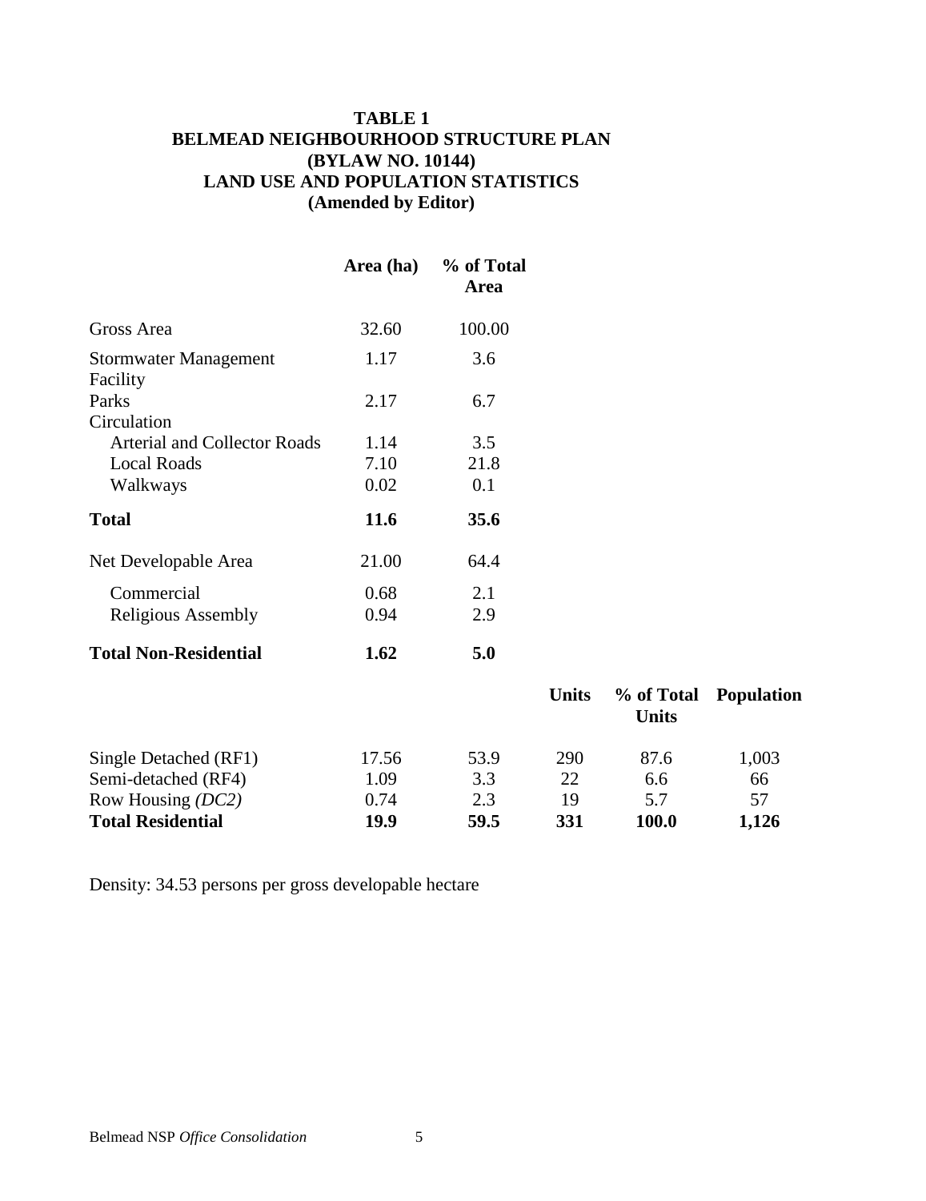**TABLE 1**
**BELMEAD NEIGHBOURHOOD STRUCTURE PLAN**
**(BYLAW NO. 10144)**
**LAND USE AND POPULATION STATISTICS**
**(Amended by Editor)**

| | Area (ha) | % of Total Area | | | |
|---|---|---|---|---|---|
| Gross Area | 32.60 | 100.00 | | | |
| Stormwater Management Facility | 1.17 | 3.6 | | | |
| Parks | 2.17 | 6.7 | | | |
| Circulation | | | | | |
| Arterial and Collector Roads | 1.14 | 3.5 | | | |
| Local Roads | 7.10 | 21.8 | | | |
| Walkways | 0.02 | 0.1 | | | |
| **Total** | **11.6** | **35.6** | | | |
| Net Developable Area | 21.00 | 64.4 | | | |
| Commercial | 0.68 | 2.1 | | | |
| Religious Assembly | 0.94 | 2.9 | | | |
| **Total Non-Residential** | **1.62** | **5.0** | | | |
| | | | **Units** | **% of Total Units** | **Population** |
| Single Detached (RF1) | 17.56 | 53.9 | 290 | 87.6 | 1,003 |
| Semi-detached (RF4) | 1.09 | 3.3 | 22 | 6.6 | 66 |
| Row Housing *(DC2)* | 0.74 | 2.3 | 19 | 5.7 | 57 |
| **Total Residential** | **19.9** | **59.5** | **331** | **100.0** | **1,126** |

Density: 34.53 persons per gross developable hectare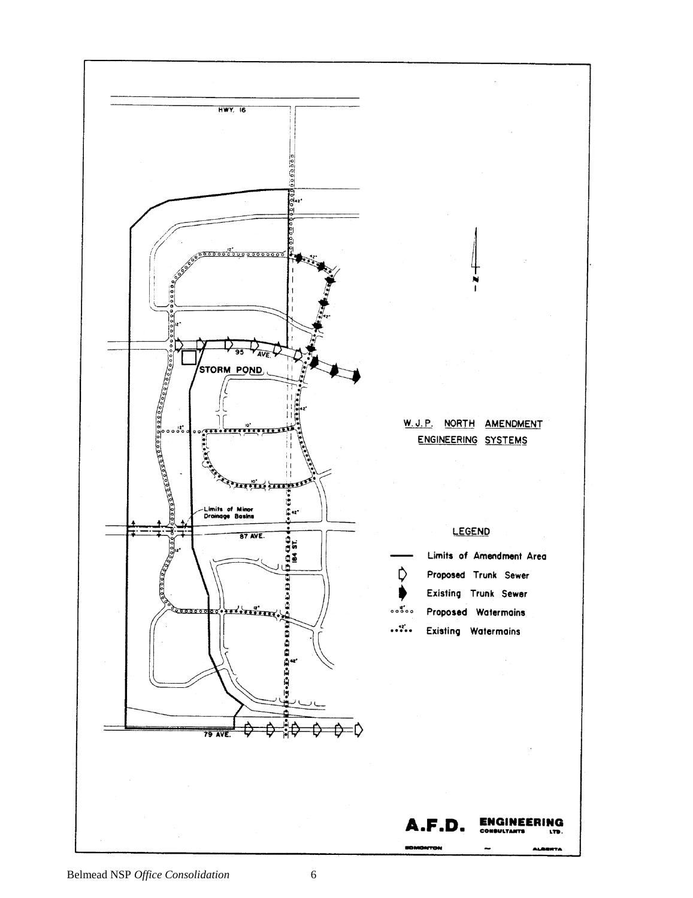**W.J.P. NORTH AMENDMENT ENGINEERING SYSTEMS**

HWY. 16

95 AVE.

STORM POND

Limits of Minor Drainage Basins

87 AVE.

184 ST.

79 AVE.

**LEGEND**

- Limits of Amendment Area
- Proposed Trunk Sewer
- Existing Trunk Sewer
- Proposed Watermains
- Existing Watermains

**A.F.D. ENGINEERING CONSULTANTS LTD.**

EDMONTON — ALBERTA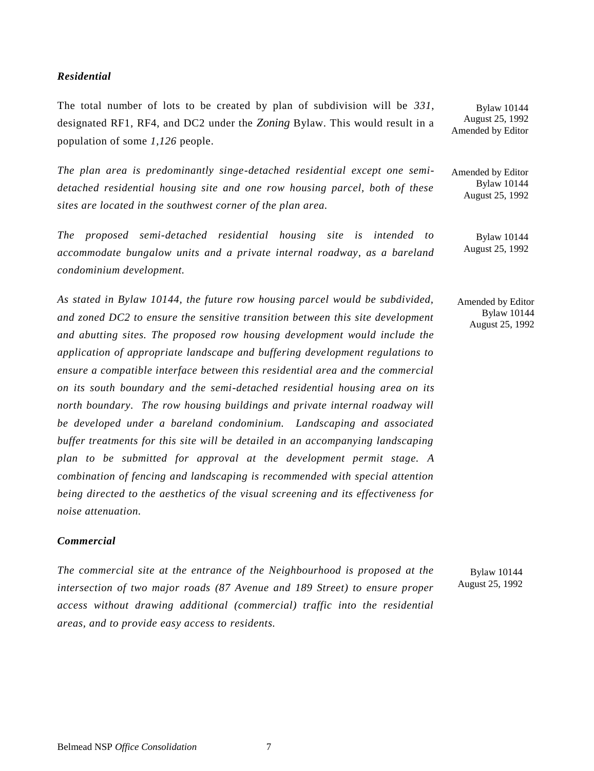### *Residential*

The total number of lots to be created by plan of subdivision will be *331*, designated RF1, RF4, and DC2 under the *Zoning* Bylaw. This would result in a population of some *1,126* people.

Bylaw 10144
August 25, 1992
Amended by Editor

*The plan area is predominantly singe-detached residential except one semi-detached residential housing site and one row housing parcel, both of these sites are located in the southwest corner of the plan area.*

Amended by Editor
Bylaw 10144
August 25, 1992

*The proposed semi-detached residential housing site is intended to accommodate bungalow units and a private internal roadway, as a bareland condominium development.*

Bylaw 10144
August 25, 1992

*As stated in Bylaw 10144, the future row housing parcel would be subdivided, and zoned DC2 to ensure the sensitive transition between this site development and abutting sites. The proposed row housing development would include the application of appropriate landscape and buffering development regulations to ensure a compatible interface between this residential area and the commercial on its south boundary and the semi-detached residential housing area on its north boundary. The row housing buildings and private internal roadway will be developed under a bareland condominium. Landscaping and associated buffer treatments for this site will be detailed in an accompanying landscaping plan to be submitted for approval at the development permit stage. A combination of fencing and landscaping is recommended with special attention being directed to the aesthetics of the visual screening and its effectiveness for noise attenuation.*

Amended by Editor
Bylaw 10144
August 25, 1992

### *Commercial*

*The commercial site at the entrance of the Neighbourhood is proposed at the intersection of two major roads (87 Avenue and 189 Street) to ensure proper access without drawing additional (commercial) traffic into the residential areas, and to provide easy access to residents.*

Bylaw 10144
August 25, 1992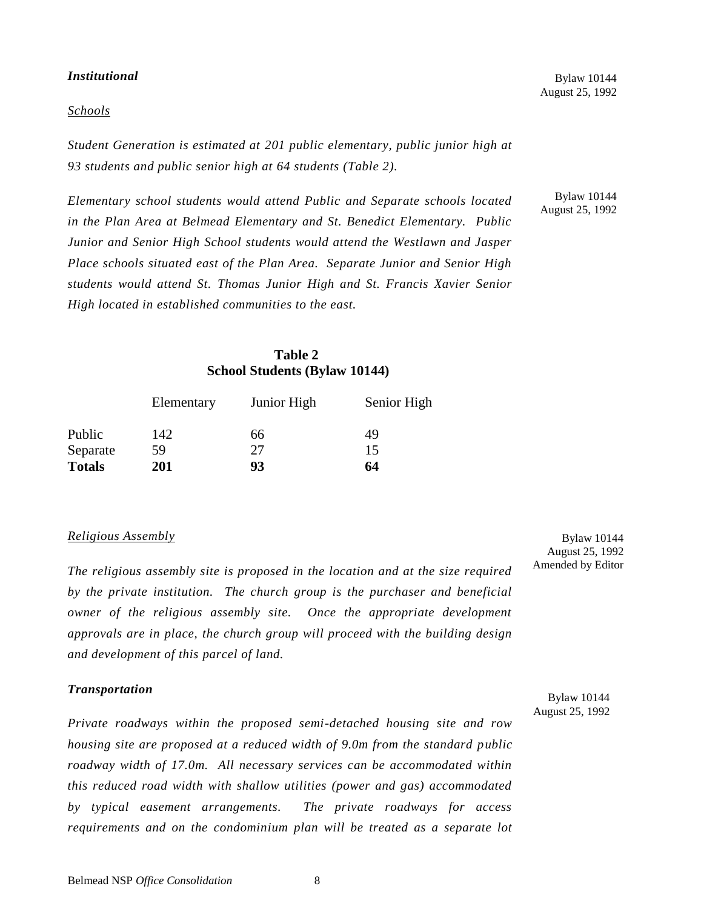### *Institutional*

Bylaw 10144
August 25, 1992

#### *Schools*

*Student Generation is estimated at 201 public elementary, public junior high at 93 students and public senior high at 64 students (Table 2).*

Bylaw 10144
August 25, 1992

*Elementary school students would attend Public and Separate schools located in the Plan Area at Belmead Elementary and St. Benedict Elementary. Public Junior and Senior High School students would attend the Westlawn and Jasper Place schools situated east of the Plan Area. Separate Junior and Senior High students would attend St. Thomas Junior High and St. Francis Xavier Senior High located in established communities to the east.*

**Table 2**
**School Students (Bylaw 10144)**

| | Elementary | Junior High | Senior High |
|---|---|---|---|
| Public | 142 | 66 | 49 |
| Separate | 59 | 27 | 15 |
| **Totals** | **201** | **93** | **64** |

#### *Religious Assembly*

Bylaw 10144
August 25, 1992
Amended by Editor

*The religious assembly site is proposed in the location and at the size required by the private institution. The church group is the purchaser and beneficial owner of the religious assembly site. Once the appropriate development approvals are in place, the church group will proceed with the building design and development of this parcel of land.*

### *Transportation*

Bylaw 10144
August 25, 1992

*Private roadways within the proposed semi-detached housing site and row housing site are proposed at a reduced width of 9.0m from the standard public roadway width of 17.0m. All necessary services can be accommodated within this reduced road width with shallow utilities (power and gas) accommodated by typical easement arrangements. The private roadways for access requirements and on the condominium plan will be treated as a separate lot*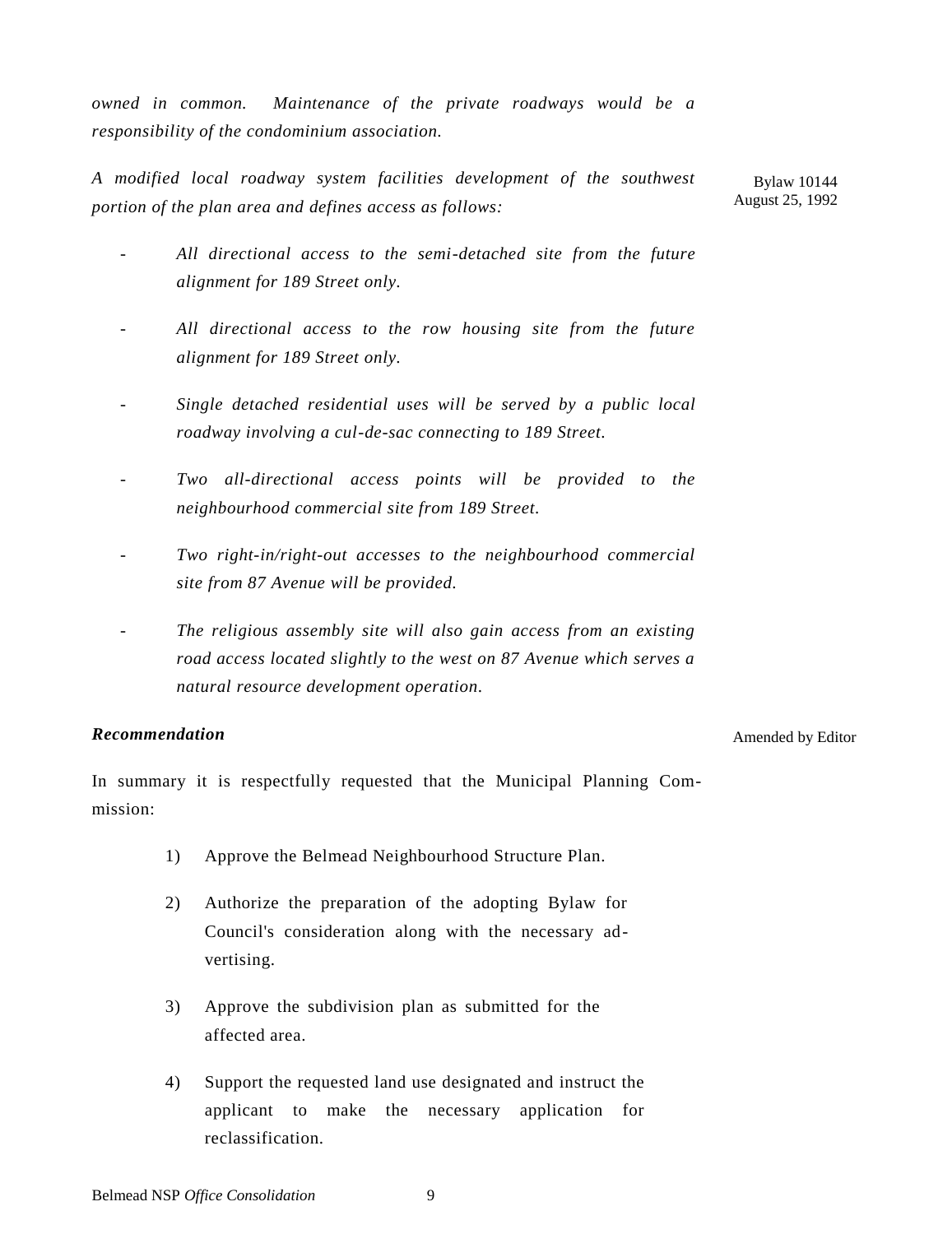*owned in common. Maintenance of the private roadways would be a responsibility of the condominium association.*

*A modified local roadway system facilities development of the southwest portion of the plan area and defines access as follows:*

Bylaw 10144
August 25, 1992

- *All directional access to the semi-detached site from the future alignment for 189 Street only.*

- *All directional access to the row housing site from the future alignment for 189 Street only.*

- *Single detached residential uses will be served by a public local roadway involving a cul-de-sac connecting to 189 Street.*

- *Two all-directional access points will be provided to the neighbourhood commercial site from 189 Street.*

- *Two right-in/right-out accesses to the neighbourhood commercial site from 87 Avenue will be provided.*

- *The religious assembly site will also gain access from an existing road access located slightly to the west on 87 Avenue which serves a natural resource development operation.*

***Recommendation***

Amended by Editor

In summary it is respectfully requested that the Municipal Planning Commission:

1) Approve the Belmead Neighbourhood Structure Plan.

2) Authorize the preparation of the adopting Bylaw for Council's consideration along with the necessary advertising.

3) Approve the subdivision plan as submitted for the affected area.

4) Support the requested land use designated and instruct the applicant to make the necessary application for reclassification.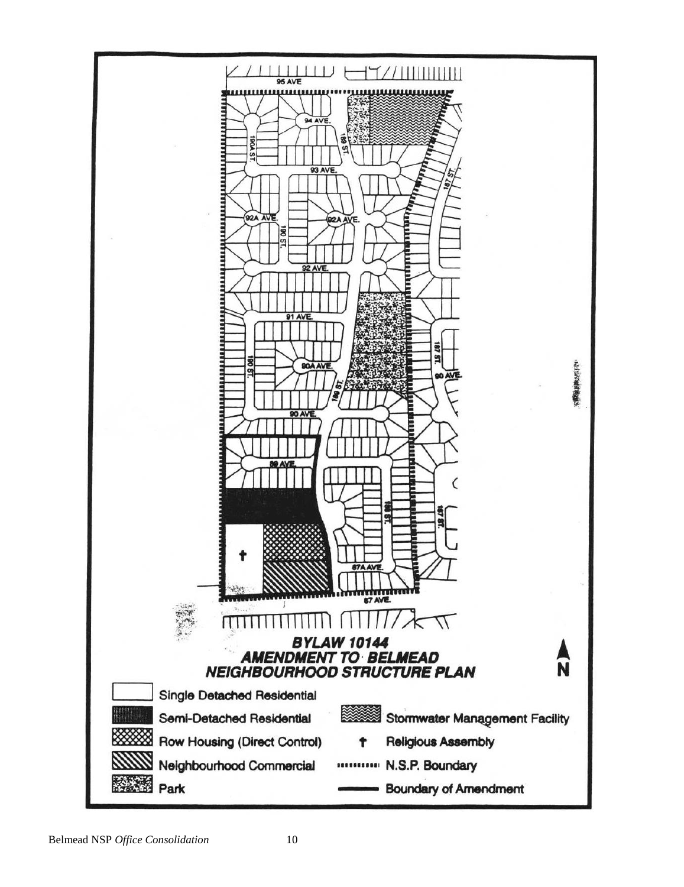95 AVE

94 AVE.

190A ST.

189 ST.

93 AVE.

187 ST.

92A AVE

190 ST.

92A AVE.

92 AVE.

91 AVE.

187 ST.

90A AVE.

190 ST.

189 ST.

90 AVE.

90 AVE.

89 AVE.

188 ST.

187 ST.

87A AVE.

87 AVE.

**BYLAW 10144**
**AMENDMENT TO BELMEAD**
**NEIGHBOURHOOD STRUCTURE PLAN**

N

Single Detached Residential

Semi-Detached Residential

Row Housing (Direct Control)

Neighbourhood Commercial

Park

Stormwater Management Facility

Religious Assembly

N.S.P. Boundary

Boundary of Amendment